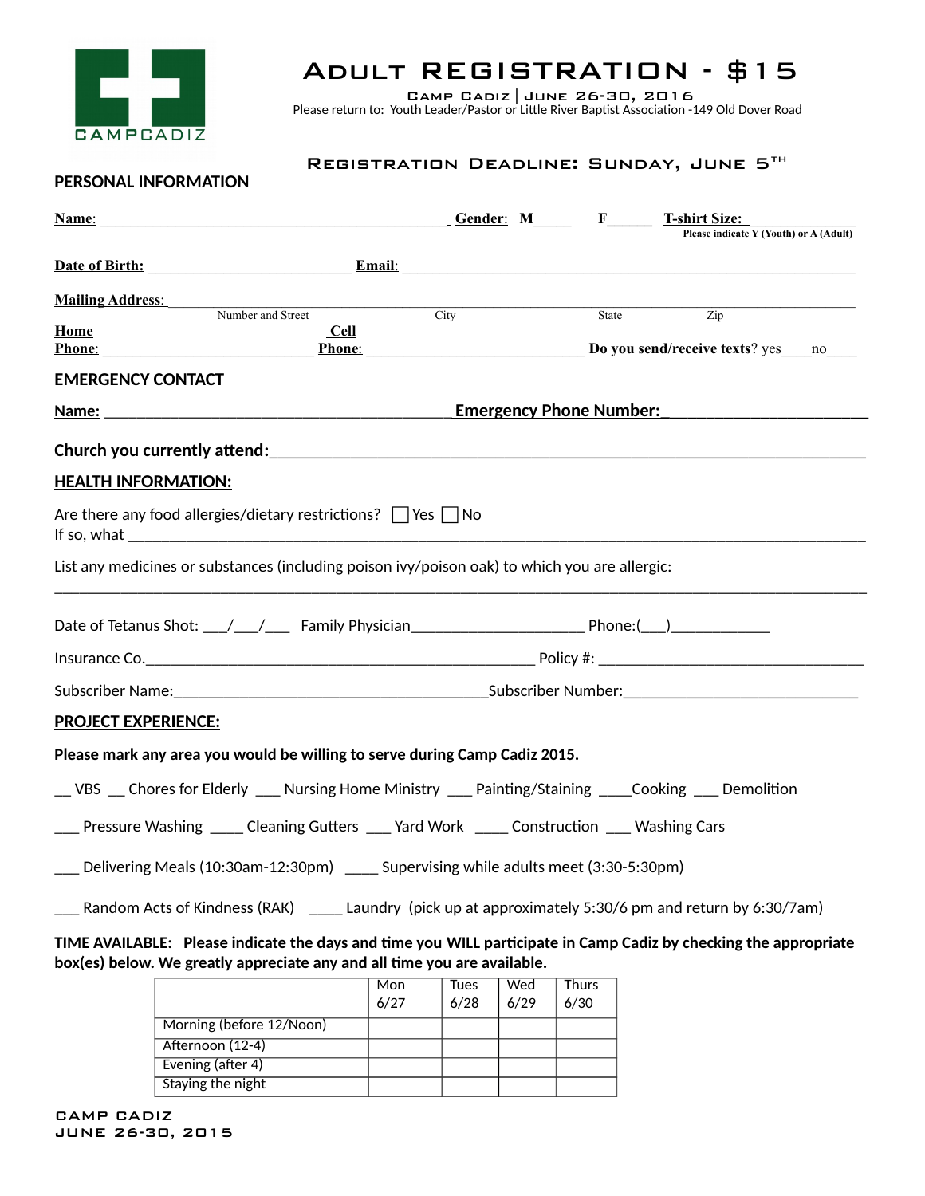CAMPCADIZ

# Adult REGISTRATION - $15

Camp Cadiz | June 26-30, 2016

Please return to: Youth Leader/Pastor or Little River Baptist Association -149 Old Dover Road

### Registration Deadline: Sunday, June 5th

## PERSONAL INFORMATION

**Name**: ______________________________________________ **Gender**: M_____ F_____ **T-shirt Size:** ____________
Please indicate Y (Youth) or A (Adult)

**Date of Birth:** ___________________________ **Email**: ____________________________________________________________

**Mailing Address**: ____________________________________________________________________________________
Number and Street City State Zip

**Home Phone**: ___________________________ **Cell Phone**: ____________________________ **Do you send/receive texts**? yes____no____

## EMERGENCY CONTACT

**Name:** _____________________________________________ **Emergency Phone Number:** ________________________

**Church you currently attend:** ___________________________________________________________________________

## HEALTH INFORMATION:

Are there any food allergies/dietary restrictions? ☐ Yes ☐ No
If so, what ___________________________________________________________________________________________

List any medicines or substances (including poison ivy/poison oak) to which you are allergic:
_______________________________________________________________________________________________________

Date of Tetanus Shot: ___/___/___ Family Physician_____________________ Phone:(___)____________

Insurance Co.__________________________________________________ Policy #: _________________________________

Subscriber Name:________________________________________ Subscriber Number:____________________________

## PROJECT EXPERIENCE:

**Please mark any area you would be willing to serve during Camp Cadiz 2015.**

__ VBS __ Chores for Elderly ___ Nursing Home Ministry ___ Painting/Staining ____Cooking ___ Demolition

___ Pressure Washing ____ Cleaning Gutters ___ Yard Work ____ Construction ___ Washing Cars

___ Delivering Meals (10:30am-12:30pm) ____ Supervising while adults meet (3:30-5:30pm)

___ Random Acts of Kindness (RAK) ____ Laundry (pick up at approximately 5:30/6 pm and return by 6:30/7am)

**TIME AVAILABLE: Please indicate the days and time you WILL participate in Camp Cadiz by checking the appropriate box(es) below. We greatly appreciate any and all time you are available.**

| | Mon 6/27 | Tues 6/28 | Wed 6/29 | Thurs 6/30 |
|---|---|---|---|---|
| Morning (before 12/Noon) | | | | |
| Afternoon (12-4) | | | | |
| Evening (after 4) | | | | |
| Staying the night | | | | |

CAMP CADIZ
JUNE 26-30, 2015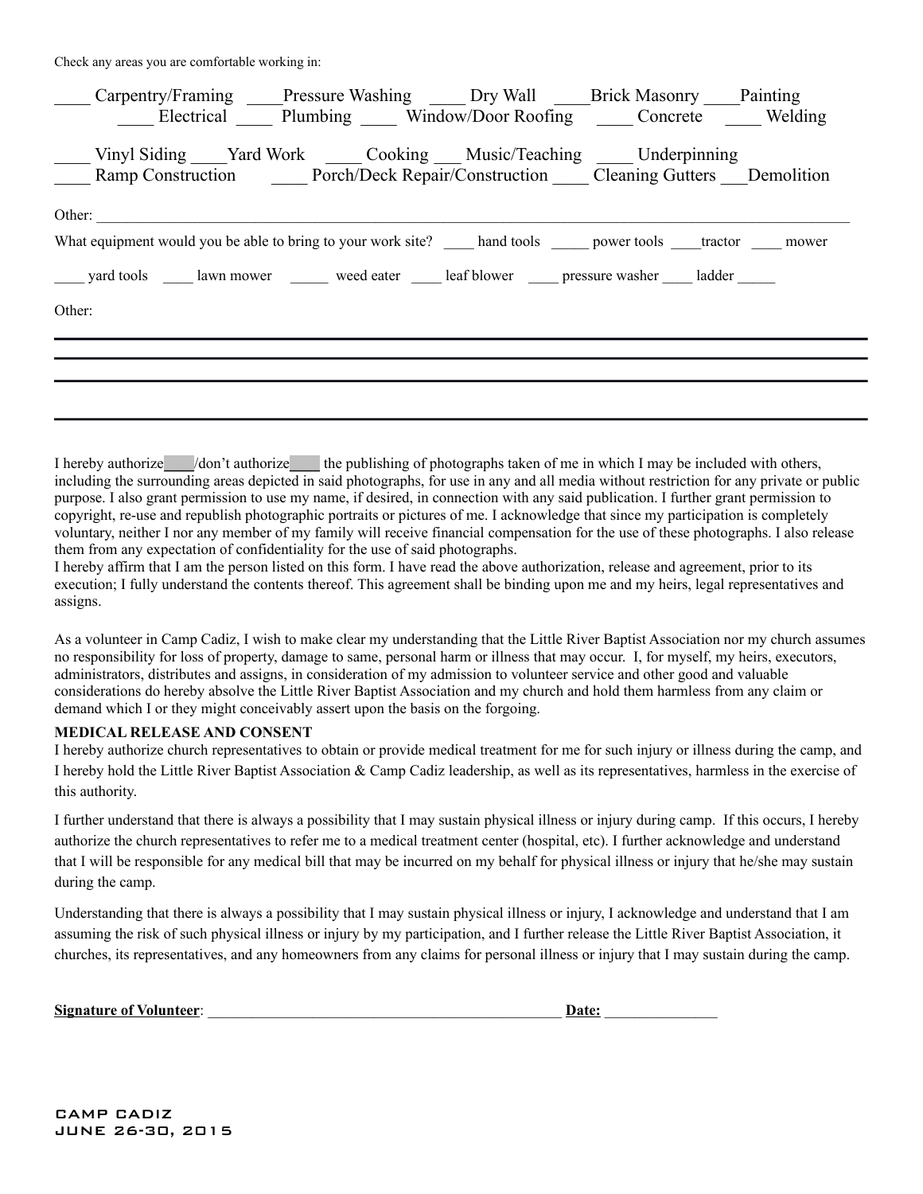Check any areas you are comfortable working in:

____ Carpentry/Framing ____Pressure Washing ____ Dry Wall ____Brick Masonry ____Painting
____ Electrical ____ Plumbing ____ Window/Door Roofing ____ Concrete ____ Welding

____ Vinyl Siding ____Yard Work ____ Cooking ___ Music/Teaching ____ Underpinning
____ Ramp Construction ____ Porch/Deck Repair/Construction ____ Cleaning Gutters ___Demolition

Other: ______________________________________________________________________________

What equipment would you be able to bring to your work site? ____ hand tools _____ power tools ____tractor ____ mower

____ yard tools ____ lawn mower _____ weed eater ____ leaf blower ____ pressure washer ____ ladder _____

Other:

I hereby authorize____/don't authorize____ the publishing of photographs taken of me in which I may be included with others, including the surrounding areas depicted in said photographs, for use in any and all media without restriction for any private or public purpose. I also grant permission to use my name, if desired, in connection with any said publication. I further grant permission to copyright, re-use and republish photographic portraits or pictures of me. I acknowledge that since my participation is completely voluntary, neither I nor any member of my family will receive financial compensation for the use of these photographs. I also release them from any expectation of confidentiality for the use of said photographs.
I hereby affirm that I am the person listed on this form. I have read the above authorization, release and agreement, prior to its execution; I fully understand the contents thereof. This agreement shall be binding upon me and my heirs, legal representatives and assigns.

As a volunteer in Camp Cadiz, I wish to make clear my understanding that the Little River Baptist Association nor my church assumes no responsibility for loss of property, damage to same, personal harm or illness that may occur. I, for myself, my heirs, executors, administrators, distributes and assigns, in consideration of my admission to volunteer service and other good and valuable considerations do hereby absolve the Little River Baptist Association and my church and hold them harmless from any claim or demand which I or they might conceivably assert upon the basis on the forgoing.

**MEDICAL RELEASE AND CONSENT**

I hereby authorize church representatives to obtain or provide medical treatment for me for such injury or illness during the camp, and I hereby hold the Little River Baptist Association & Camp Cadiz leadership, as well as its representatives, harmless in the exercise of this authority.

I further understand that there is always a possibility that I may sustain physical illness or injury during camp. If this occurs, I hereby authorize the church representatives to refer me to a medical treatment center (hospital, etc). I further acknowledge and understand that I will be responsible for any medical bill that may be incurred on my behalf for physical illness or injury that he/she may sustain during the camp.

Understanding that there is always a possibility that I may sustain physical illness or injury, I acknowledge and understand that I am assuming the risk of such physical illness or injury by my participation, and I further release the Little River Baptist Association, it churches, its representatives, and any homeowners from any claims for personal illness or injury that I may sustain during the camp.

**Signature of Volunteer**: ______________________________________________ **Date:** _______________

CAMP CADIZ
JUNE 26-30, 2015